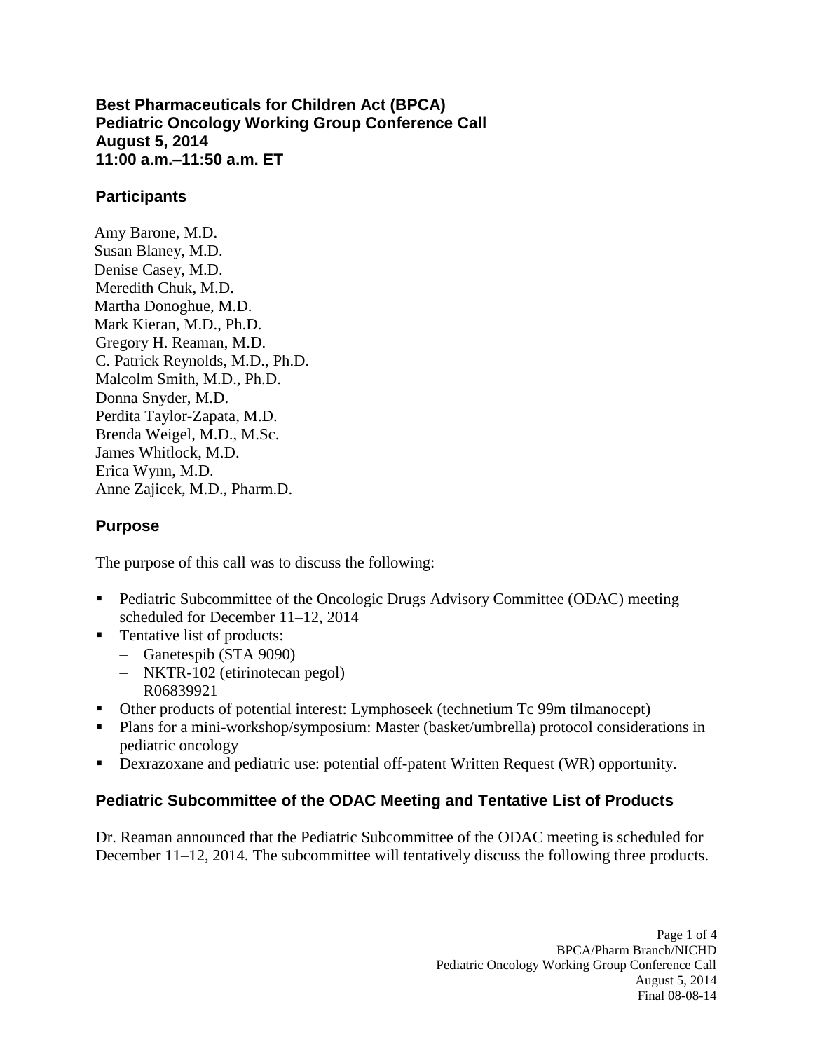**Best Pharmaceuticals for Children Act (BPCA)**
**Pediatric Oncology Working Group Conference Call**
**August 5, 2014**
**11:00 a.m.–11:50 a.m. ET**

## Participants

Amy Barone, M.D.
Susan Blaney, M.D.
Denise Casey, M.D.
Meredith Chuk, M.D.
Martha Donoghue, M.D.
Mark Kieran, M.D., Ph.D.
Gregory H. Reaman, M.D.
C. Patrick Reynolds, M.D., Ph.D.
Malcolm Smith, M.D., Ph.D.
Donna Snyder, M.D.
Perdita Taylor-Zapata, M.D.
Brenda Weigel, M.D., M.Sc.
James Whitlock, M.D.
Erica Wynn, M.D.
Anne Zajicek, M.D., Pharm.D.

## Purpose

The purpose of this call was to discuss the following:

- Pediatric Subcommittee of the Oncologic Drugs Advisory Committee (ODAC) meeting scheduled for December 11–12, 2014
- Tentative list of products:
  - Ganetespib (STA 9090)
  - NKTR-102 (etirinotecan pegol)
  - R06839921
- Other products of potential interest: Lymphoseek (technetium Tc 99m tilmanocept)
- Plans for a mini-workshop/symposium: Master (basket/umbrella) protocol considerations in pediatric oncology
- Dexrazoxane and pediatric use: potential off-patent Written Request (WR) opportunity.

## Pediatric Subcommittee of the ODAC Meeting and Tentative List of Products

Dr. Reaman announced that the Pediatric Subcommittee of the ODAC meeting is scheduled for December 11–12, 2014. The subcommittee will tentatively discuss the following three products.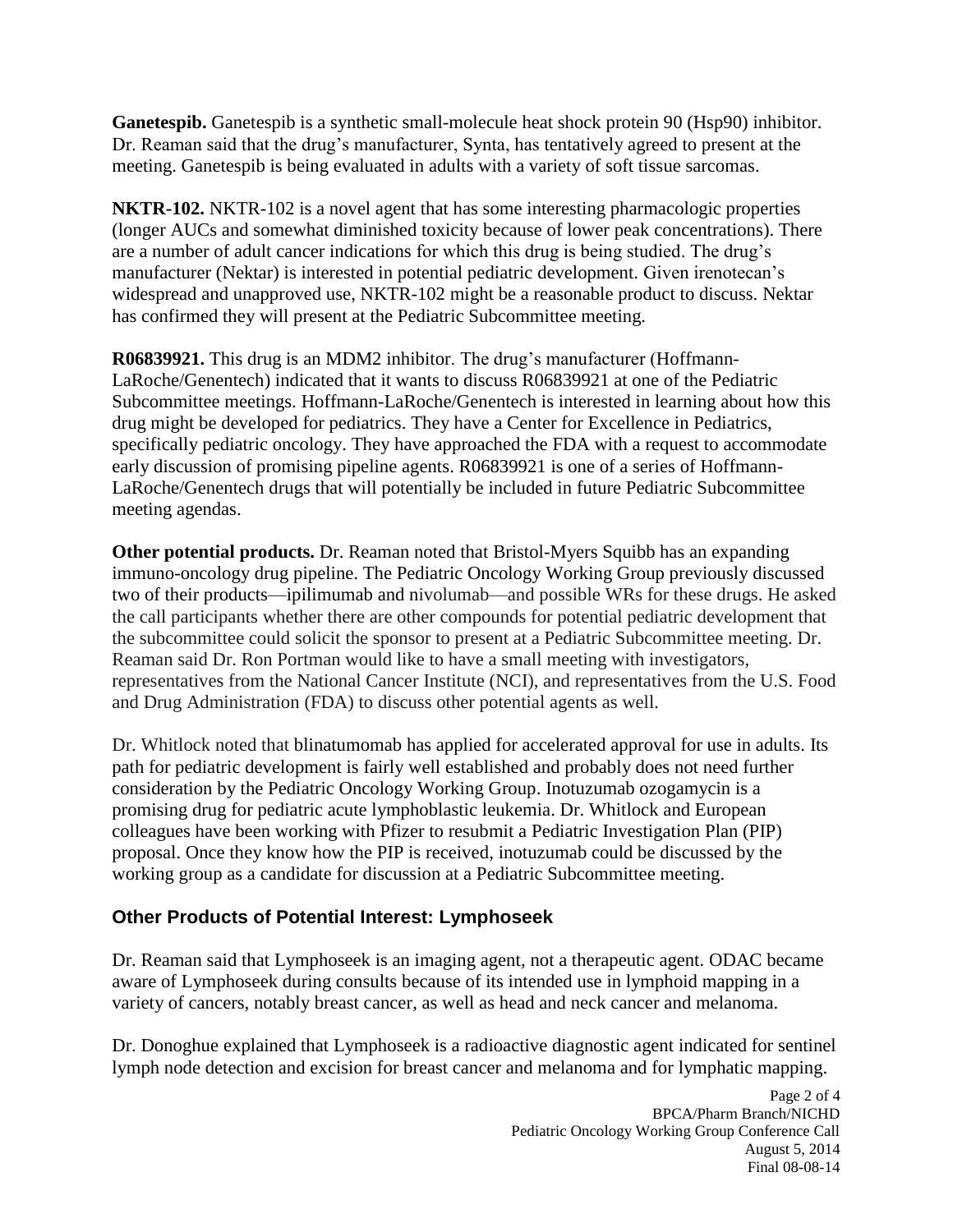**Ganetespib.** Ganetespib is a synthetic small-molecule heat shock protein 90 (Hsp90) inhibitor. Dr. Reaman said that the drug's manufacturer, Synta, has tentatively agreed to present at the meeting. Ganetespib is being evaluated in adults with a variety of soft tissue sarcomas.

**NKTR-102.** NKTR-102 is a novel agent that has some interesting pharmacologic properties (longer AUCs and somewhat diminished toxicity because of lower peak concentrations). There are a number of adult cancer indications for which this drug is being studied. The drug's manufacturer (Nektar) is interested in potential pediatric development. Given irenotecan's widespread and unapproved use, NKTR-102 might be a reasonable product to discuss. Nektar has confirmed they will present at the Pediatric Subcommittee meeting.

**R06839921.** This drug is an MDM2 inhibitor. The drug's manufacturer (Hoffmann-LaRoche/Genentech) indicated that it wants to discuss R06839921 at one of the Pediatric Subcommittee meetings. Hoffmann-LaRoche/Genentech is interested in learning about how this drug might be developed for pediatrics. They have a Center for Excellence in Pediatrics, specifically pediatric oncology. They have approached the FDA with a request to accommodate early discussion of promising pipeline agents. R06839921 is one of a series of Hoffmann-LaRoche/Genentech drugs that will potentially be included in future Pediatric Subcommittee meeting agendas.

**Other potential products.** Dr. Reaman noted that Bristol-Myers Squibb has an expanding immuno-oncology drug pipeline. The Pediatric Oncology Working Group previously discussed two of their products—ipilimumab and nivolumab—and possible WRs for these drugs. He asked the call participants whether there are other compounds for potential pediatric development that the subcommittee could solicit the sponsor to present at a Pediatric Subcommittee meeting. Dr. Reaman said Dr. Ron Portman would like to have a small meeting with investigators, representatives from the National Cancer Institute (NCI), and representatives from the U.S. Food and Drug Administration (FDA) to discuss other potential agents as well.

Dr. Whitlock noted that blinatumomab has applied for accelerated approval for use in adults. Its path for pediatric development is fairly well established and probably does not need further consideration by the Pediatric Oncology Working Group. Inotuzumab ozogamycin is a promising drug for pediatric acute lymphoblastic leukemia. Dr. Whitlock and European colleagues have been working with Pfizer to resubmit a Pediatric Investigation Plan (PIP) proposal. Once they know how the PIP is received, inotuzumab could be discussed by the working group as a candidate for discussion at a Pediatric Subcommittee meeting.

## Other Products of Potential Interest: Lymphoseek

Dr. Reaman said that Lymphoseek is an imaging agent, not a therapeutic agent. ODAC became aware of Lymphoseek during consults because of its intended use in lymphoid mapping in a variety of cancers, notably breast cancer, as well as head and neck cancer and melanoma.

Dr. Donoghue explained that Lymphoseek is a radioactive diagnostic agent indicated for sentinel lymph node detection and excision for breast cancer and melanoma and for lymphatic mapping.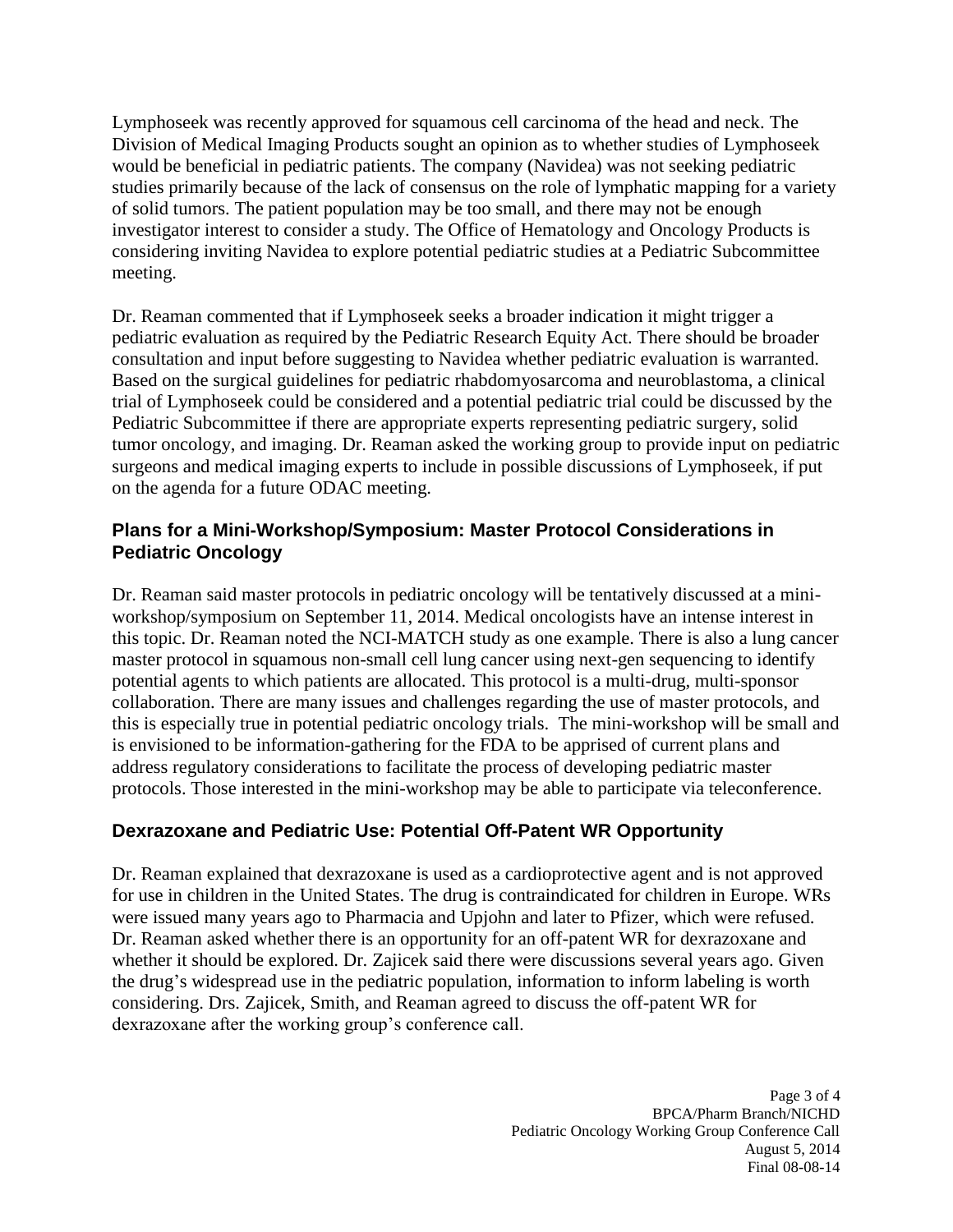Lymphoseek was recently approved for squamous cell carcinoma of the head and neck. The Division of Medical Imaging Products sought an opinion as to whether studies of Lymphoseek would be beneficial in pediatric patients. The company (Navidea) was not seeking pediatric studies primarily because of the lack of consensus on the role of lymphatic mapping for a variety of solid tumors. The patient population may be too small, and there may not be enough investigator interest to consider a study. The Office of Hematology and Oncology Products is considering inviting Navidea to explore potential pediatric studies at a Pediatric Subcommittee meeting.

Dr. Reaman commented that if Lymphoseek seeks a broader indication it might trigger a pediatric evaluation as required by the Pediatric Research Equity Act. There should be broader consultation and input before suggesting to Navidea whether pediatric evaluation is warranted. Based on the surgical guidelines for pediatric rhabdomyosarcoma and neuroblastoma, a clinical trial of Lymphoseek could be considered and a potential pediatric trial could be discussed by the Pediatric Subcommittee if there are appropriate experts representing pediatric surgery, solid tumor oncology, and imaging. Dr. Reaman asked the working group to provide input on pediatric surgeons and medical imaging experts to include in possible discussions of Lymphoseek, if put on the agenda for a future ODAC meeting.

## Plans for a Mini-Workshop/Symposium: Master Protocol Considerations in Pediatric Oncology

Dr. Reaman said master protocols in pediatric oncology will be tentatively discussed at a mini-workshop/symposium on September 11, 2014. Medical oncologists have an intense interest in this topic. Dr. Reaman noted the NCI-MATCH study as one example. There is also a lung cancer master protocol in squamous non-small cell lung cancer using next-gen sequencing to identify potential agents to which patients are allocated. This protocol is a multi-drug, multi-sponsor collaboration. There are many issues and challenges regarding the use of master protocols, and this is especially true in potential pediatric oncology trials. The mini-workshop will be small and is envisioned to be information-gathering for the FDA to be apprised of current plans and address regulatory considerations to facilitate the process of developing pediatric master protocols. Those interested in the mini-workshop may be able to participate via teleconference.

## Dexrazoxane and Pediatric Use: Potential Off-Patent WR Opportunity

Dr. Reaman explained that dexrazoxane is used as a cardioprotective agent and is not approved for use in children in the United States. The drug is contraindicated for children in Europe. WRs were issued many years ago to Pharmacia and Upjohn and later to Pfizer, which were refused. Dr. Reaman asked whether there is an opportunity for an off-patent WR for dexrazoxane and whether it should be explored. Dr. Zajicek said there were discussions several years ago. Given the drug's widespread use in the pediatric population, information to inform labeling is worth considering. Drs. Zajicek, Smith, and Reaman agreed to discuss the off-patent WR for dexrazoxane after the working group's conference call.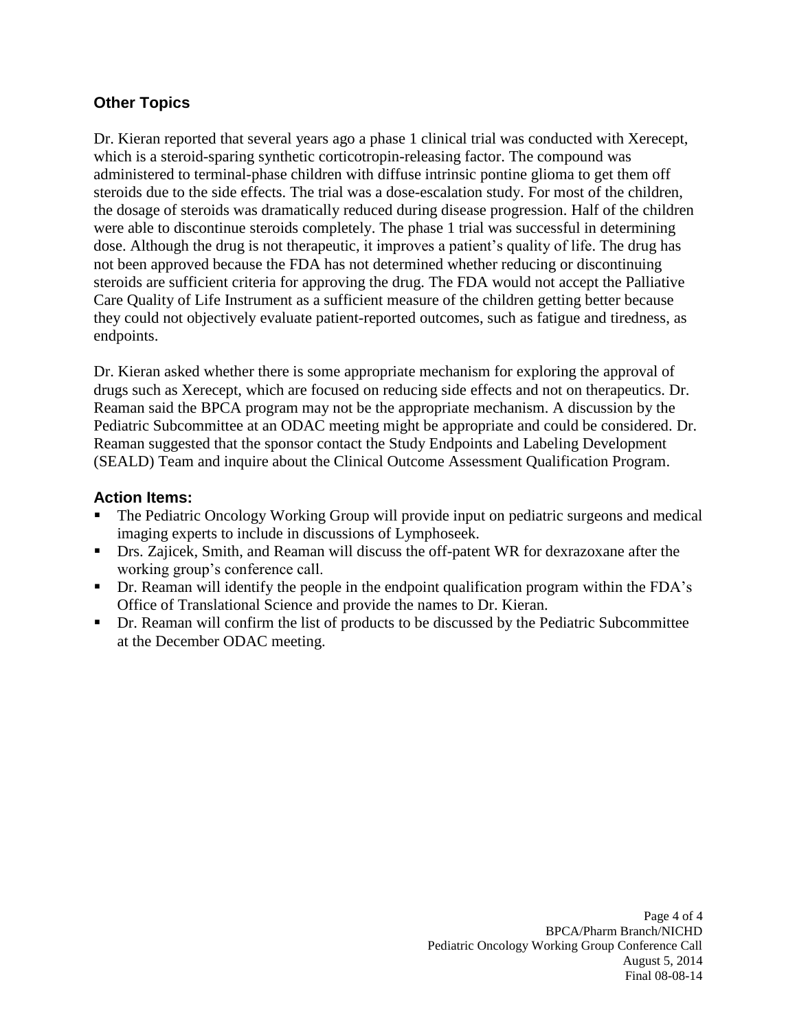## Other Topics

Dr. Kieran reported that several years ago a phase 1 clinical trial was conducted with Xerecept, which is a steroid-sparing synthetic corticotropin-releasing factor. The compound was administered to terminal-phase children with diffuse intrinsic pontine glioma to get them off steroids due to the side effects. The trial was a dose-escalation study. For most of the children, the dosage of steroids was dramatically reduced during disease progression. Half of the children were able to discontinue steroids completely. The phase 1 trial was successful in determining dose. Although the drug is not therapeutic, it improves a patient's quality of life. The drug has not been approved because the FDA has not determined whether reducing or discontinuing steroids are sufficient criteria for approving the drug. The FDA would not accept the Palliative Care Quality of Life Instrument as a sufficient measure of the children getting better because they could not objectively evaluate patient-reported outcomes, such as fatigue and tiredness, as endpoints.

Dr. Kieran asked whether there is some appropriate mechanism for exploring the approval of drugs such as Xerecept, which are focused on reducing side effects and not on therapeutics. Dr. Reaman said the BPCA program may not be the appropriate mechanism. A discussion by the Pediatric Subcommittee at an ODAC meeting might be appropriate and could be considered. Dr. Reaman suggested that the sponsor contact the Study Endpoints and Labeling Development (SEALD) Team and inquire about the Clinical Outcome Assessment Qualification Program.

### Action Items:

- The Pediatric Oncology Working Group will provide input on pediatric surgeons and medical imaging experts to include in discussions of Lymphoseek.
- Drs. Zajicek, Smith, and Reaman will discuss the off-patent WR for dexrazoxane after the working group's conference call.
- Dr. Reaman will identify the people in the endpoint qualification program within the FDA's Office of Translational Science and provide the names to Dr. Kieran.
- Dr. Reaman will confirm the list of products to be discussed by the Pediatric Subcommittee at the December ODAC meeting.